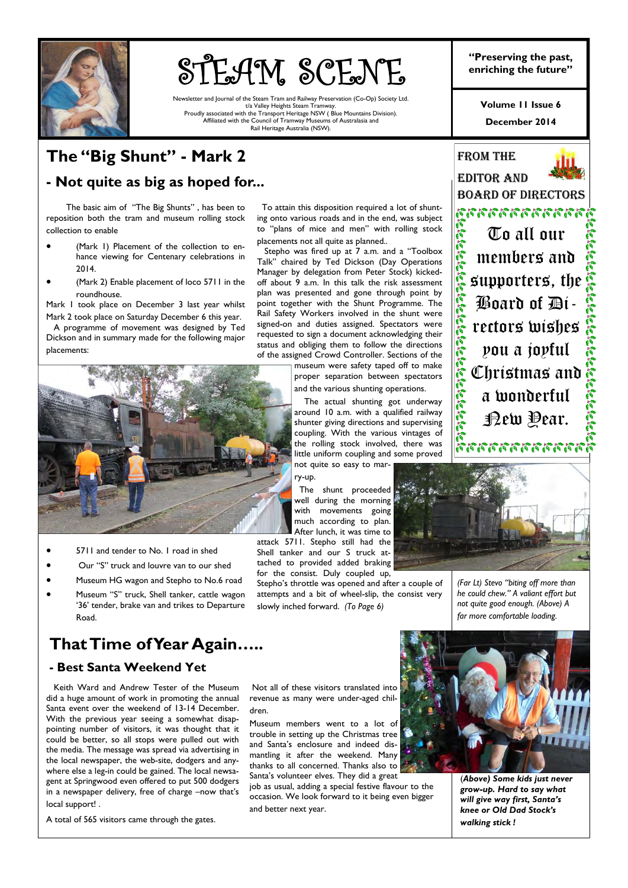# STEAM SCENE

Newsletter and Journal of the Steam Tram and Railway Preservation (Co-Op) Society Ltd.
t/a Valley Heights Steam Tramway.
Proudly associated with the Transport Heritage NSW ( Blue Mountains Division).
Affiliated with the Council of Tramway Museums of Australasia and
Rail Heritage Australia (NSW).

**"Preserving the past, enriching the future"**

**Volume 11 Issue 6**

**December 2014**

## The "Big Shunt" - Mark 2

### - Not quite as big as hoped for...

The basic aim of "The Big Shunts" , has been to reposition both the tram and museum rolling stock collection to enable

- (Mark 1) Placement of the collection to enhance viewing for Centenary celebrations in 2014.
- (Mark 2) Enable placement of loco 5711 in the roundhouse.

Mark 1 took place on December 3 last year whilst Mark 2 took place on Saturday December 6 this year.

A programme of movement was designed by Ted Dickson and in summary made for the following major placements:

- 5711 and tender to No. 1 road in shed
- Our "S" truck and louvre van to our shed
- Museum HG wagon and Stepho to No.6 road
- Museum "S" truck, Shell tanker, cattle wagon '36' tender, brake van and trikes to Departure Road.

To attain this disposition required a lot of shunting onto various roads and in the end, was subject to "plans of mice and men" with rolling stock placements not all quite as planned..

Stepho was fired up at 7 a.m. and a "Toolbox Talk" chaired by Ted Dickson (Day Operations Manager by delegation from Peter Stock) kicked-off about 9 a.m. In this talk the risk assessment plan was presented and gone through point by point together with the Shunt Programme. The Rail Safety Workers involved in the shunt were signed-on and duties assigned. Spectators were requested to sign a document acknowledging their status and obliging them to follow the directions of the assigned Crowd Controller. Sections of the museum were safety taped off to make proper separation between spectators and the various shunting operations.

The actual shunting got underway around 10 a.m. with a qualified railway shunter giving directions and supervising coupling. With the various vintages of the rolling stock involved, there was little uniform coupling and some proved not quite so easy to marry-up.

The shunt proceeded well during the morning with movements going much according to plan. After lunch, it was time to attack 5711. Stepho still had the Shell tanker and our S truck attached to provided added braking for the consist. Duly coupled up, Stepho's throttle was opened and after a couple of attempts and a bit of wheel-slip, the consist very slowly inched forward. *(To Page 6)*

*(Far Lt) Stevo "biting off more than he could chew." A valiant effort but not quite good enough. (Above) A far more comfortable loading.*

## FROM THE EDITOR AND BOARD OF DIRECTORS

To all our members and supporters, the Board of Directors wishes you a joyful Christmas and a wonderful New Year.

## That Time of Year Again…..

### - Best Santa Weekend Yet

Keith Ward and Andrew Tester of the Museum did a huge amount of work in promoting the annual Santa event over the weekend of 13-14 December. With the previous year seeing a somewhat disappointing number of visitors, it was thought that it could be better, so all stops were pulled out with the media. The message was spread via advertising in the local newspaper, the web-site, dodgers and anywhere else a leg-in could be gained. The local newsagent at Springwood even offered to put 500 dodgers in a newspaper delivery, free of charge –now that's local support! .

A total of 565 visitors came through the gates.

Not all of these visitors translated into revenue as many were under-aged children.

Museum members went to a lot of trouble in setting up the Christmas tree and Santa's enclosure and indeed dismantling it after the weekend. Many thanks to all concerned. Thanks also to Santa's volunteer elves. They did a great job as usual, adding a special festive flavour to the occasion. We look forward to it being even bigger and better next year.

***(Above) Some kids just never grow-up. Hard to say what will give way first, Santa's knee or Old Dad Stock's walking stick !***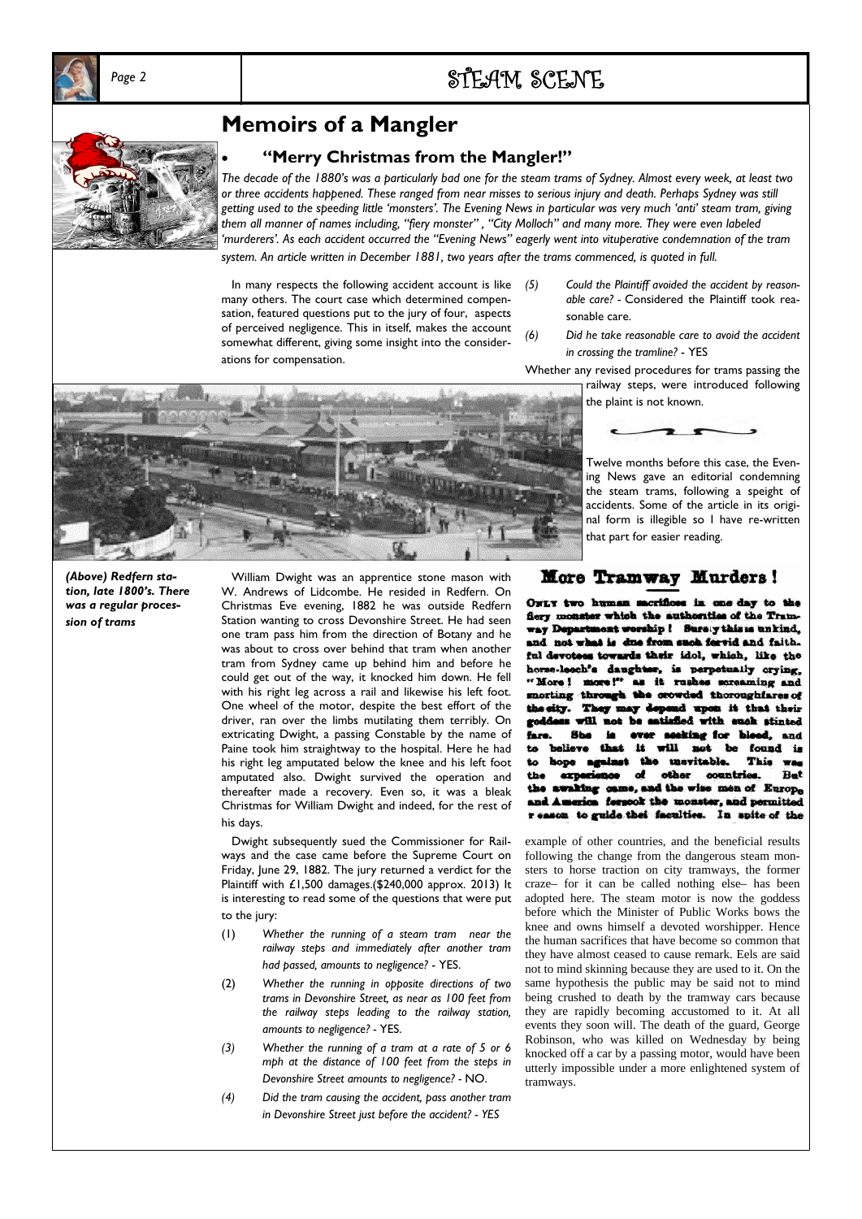# Memoirs of a Mangler

- ## "Merry Christmas from the Mangler!"

*The decade of the 1880's was a particularly bad one for the steam trams of Sydney. Almost every week, at least two or three accidents happened. These ranged from near misses to serious injury and death. Perhaps Sydney was still getting used to the speeding little 'monsters'. The Evening News in particular was very much 'anti' steam tram, giving them all manner of names including, "fiery monster" , "City Molloch" and many more. They were even labeled 'murderers'. As each accident occurred the "Evening News" eagerly went into vituperative condemnation of the tram system. An article written in December 1881, two years after the trams commenced, is quoted in full.*

In many respects the following accident account is like many others. The court case which determined compensation, featured questions put to the jury of four, aspects of perceived negligence. This in itself, makes the account somewhat different, giving some insight into the considerations for compensation.

***(Above) Redfern station, late 1800's. There was a regular procession of trams***

William Dwight was an apprentice stone mason with W. Andrews of Lidcombe. He resided in Redfern. On Christmas Eve evening, 1882 he was outside Redfern Station wanting to cross Devonshire Street. He had seen one tram pass him from the direction of Botany and he was about to cross over behind that tram when another tram from Sydney came up behind him and before he could get out of the way, it knocked him down. He fell with his right leg across a rail and likewise his left foot. One wheel of the motor, despite the best effort of the driver, ran over the limbs mutilating them terribly. On extricating Dwight, a passing Constable by the name of Paine took him straightway to the hospital. Here he had his right leg amputated below the knee and his left foot amputated also. Dwight survived the operation and thereafter made a recovery. Even so, it was a bleak Christmas for William Dwight and indeed, for the rest of his days.

Dwight subsequently sued the Commissioner for Railways and the case came before the Supreme Court on Friday, June 29, 1882. The jury returned a verdict for the Plaintiff with £1,500 damages.($240,000 approx. 2013) It is interesting to read some of the questions that were put to the jury:

(1) *Whether the running of a steam tram near the railway steps and immediately after another tram had passed, amounts to negligence?* - YES.

(2) *Whether the running in opposite directions of two trams in Devonshire Street, as near as 100 feet from the railway steps leading to the railway station, amounts to negligence?* - YES.

*(3) Whether the running of a tram at a rate of 5 or 6 mph at the distance of 100 feet from the steps in Devonshire Street amounts to negligence?* - NO.

*(4) Did the tram causing the accident, pass another tram in Devonshire Street just before the accident? - YES*

*(5) Could the Plaintiff avoided the accident by reasonable care?* - Considered the Plaintiff took reasonable care.

*(6) Did he take reasonable care to avoid the accident in crossing the tramline?* - YES

Whether any revised procedures for trams passing the railway steps, were introduced following the plaint is not known.

Twelve months before this case, the Evening News gave an editorial condemning the steam trams, following a speight of accidents. Some of the article in its original form is illegible so I have re-written that part for easier reading.

## More Tramway Murders!

**ONLY two human sacrifices in one day to the fiery monster which the authorities of the Tramway Department worship! Surely this is unkind, and not what is due from such fervid and faithful devotees towards their idol, which, like the horse-leech's daughter, is perpetually crying, "More! more!" as it rushes screaming and snorting through the crowded thoroughfares of the city. They may depend upon it that their goddess will not be satisfied with such stinted fare. She is ever seeking for blood, and to believe that it will not be found is to hope against the inevitable. This was the experience of other countries. But the awaking came, and the wise men of Europe and America forsook the monster, and permitted reason to guide their faculties. In spite of the**

example of other countries, and the beneficial results following the change from the dangerous steam monsters to horse traction on city tramways, the former craze– for it can be called nothing else– has been adopted here. The steam motor is now the goddess before which the Minister of Public Works bows the knee and owns himself a devoted worshipper. Hence the human sacrifices that have become so common that they have almost ceased to cause remark. Eels are said not to mind skinning because they are used to it. On the same hypothesis the public may be said not to mind being crushed to death by the tramway cars because they are rapidly becoming accustomed to it. At all events they soon will. The death of the guard, George Robinson, who was killed on Wednesday by being knocked off a car by a passing motor, would have been utterly impossible under a more enlightened system of tramways.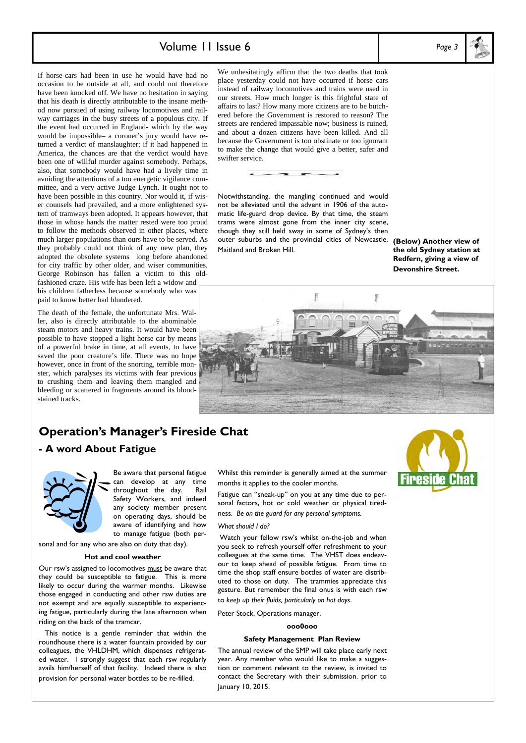If horse-cars had been in use he would have had no occasion to be outside at all, and could not therefore have been knocked off. We have no hesitation in saying that his death is directly attributable to the insane method now pursued of using railway locomotives and railway carriages in the busy streets of a populous city. If the event had occurred in England- which by the way would be impossible– a coroner's jury would have returned a verdict of manslaughter; if it had happened in America, the chances are that the verdict would have been one of willful murder against somebody. Perhaps, also, that somebody would have had a lively time in avoiding the attentions of a too energetic vigilance committee, and a very active Judge Lynch. It ought not to have been possible in this country. Nor would it, if wiser counsels had prevailed, and a more enlightened system of tramways been adopted. It appears however, that those in whose hands the matter rested were too proud to follow the methods observed in other places, where much larger populations than ours have to be served. As they probably could not think of any new plan, they adopted the obsolete systems long before abandoned for city traffic by other older, and wiser communities. George Robinson has fallen a victim to this old-fashioned craze. His wife has been left a widow and his children fatherless because somebody who was paid to know better had blundered.

The death of the female, the unfortunate Mrs. Waller, also is directly attributable to the abominable steam motors and heavy trains. It would have been possible to have stopped a light horse car by means of a powerful brake in time, at all events, to have saved the poor creature's life. There was no hope however, once in front of the snorting, terrible monster, which paralyses its victims with fear previous to crushing them and leaving them mangled and bleeding or scattered in fragments around its blood-stained tracks.

We unhesitatingly affirm that the two deaths that took place yesterday could not have occurred if horse cars instead of railway locomotives and trains were used in our streets. How much longer is this frightful state of affairs to last? How many more citizens are to be butchered before the Government is restored to reason? The streets are rendered impassable now; business is ruined, and about a dozen citizens have been killed. And all because the Government is too obstinate or too ignorant to make the change that would give a better, safer and swifter service.

Notwithstanding, the mangling continued and would not be alleviated until the advent in 1906 of the automatic life-guard drop device. By that time, the steam trams were almost gone from the inner city scene, though they still held sway in some of Sydney's then outer suburbs and the provincial cities of Newcastle, Maitland and Broken Hill.

**(Below) Another view of the old Sydney station at Redfern, giving a view of Devonshire Street.**

## Operation's Manager's Fireside Chat

### - A word About Fatigue

Be aware that personal fatigue can develop at any time throughout the day. Rail Safety Workers, and indeed any society member present on operating days, should be aware of identifying and how to manage fatigue (both personal and for any who are also on duty that day).

**Hot and cool weather**

Our rsw's assigned to locomotives must be aware that they could be susceptible to fatigue. This is more likely to occur during the warmer months. Likewise those engaged in conducting and other rsw duties are not exempt and are equally susceptible to experiencing fatigue, particularly during the late afternoon when riding on the back of the tramcar.

This notice is a gentle reminder that within the roundhouse there is a water fountain provided by our colleagues, the VHLDHM, which dispenses refrigerated water. I strongly suggest that each rsw regularly avails him/herself of that facility. Indeed there is also provision for personal water bottles to be re-filled.

Whilst this reminder is generally aimed at the summer months it applies to the cooler months.

Fatigue can "sneak-up" on you at any time due to personal factors, hot or cold weather or physical tiredness. *Be on the guard for any personal symptoms.*

*What should I do?*

Watch your fellow rsw's whilst on-the-job and when you seek to refresh yourself offer refreshment to your colleagues at the same time. The VHST does endeavour to keep ahead of possible fatigue. From time to time the shop staff ensure bottles of water are distributed to those on duty. The trammies appreciate this gesture. But remember the final onus is with each rsw to *keep up their fluids, particularly on hot days*.

Peter Stock, Operations manager.

**ooo0ooo**

**Safety Management Plan Review**

The annual review of the SMP will take place early next year. Any member who would like to make a suggestion or comment relevant to the review, is invited to contact the Secretary with their submission. prior to January 10, 2015.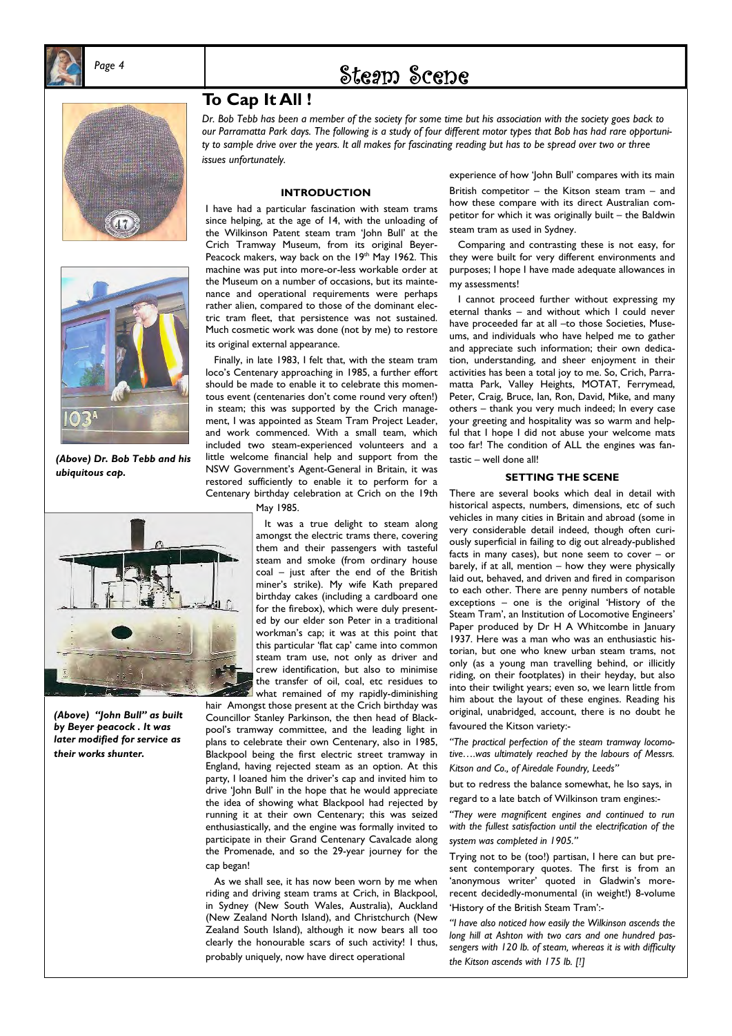## To Cap It All !

*Dr. Bob Tebb has been a member of the society for some time but his association with the society goes back to our Parramatta Park days. The following is a study of four different motor types that Bob has had rare opportunity to sample drive over the years. It all makes for fascinating reading but has to be spread over two or three issues unfortunately.*

*(Above) Dr. Bob Tebb and his ubiquitous cap.*

*(Above) "John Bull" as built by Beyer peacock . It was later modified for service as their works shunter.*

#### INTRODUCTION

I have had a particular fascination with steam trams since helping, at the age of 14, with the unloading of the Wilkinson Patent steam tram 'John Bull' at the Crich Tramway Museum, from its original Beyer-Peacock makers, way back on the 19th May 1962. This machine was put into more-or-less workable order at the Museum on a number of occasions, but its maintenance and operational requirements were perhaps rather alien, compared to those of the dominant electric tram fleet, that persistence was not sustained. Much cosmetic work was done (not by me) to restore its original external appearance.

Finally, in late 1983, I felt that, with the steam tram loco's Centenary approaching in 1985, a further effort should be made to enable it to celebrate this momentous event (centenaries don't come round very often!) in steam; this was supported by the Crich management, I was appointed as Steam Tram Project Leader, and work commenced. With a small team, which included two steam-experienced volunteers and a little welcome financial help and support from the NSW Government's Agent-General in Britain, it was restored sufficiently to enable it to perform for a Centenary birthday celebration at Crich on the 19th May 1985.

It was a true delight to steam along amongst the electric trams there, covering them and their passengers with tasteful steam and smoke (from ordinary house coal – just after the end of the British miner's strike). My wife Kath prepared birthday cakes (including a cardboard one for the firebox), which were duly presented by our elder son Peter in a traditional workman's cap; it was at this point that this particular 'flat cap' came into common steam tram use, not only as driver and crew identification, but also to minimise the transfer of oil, coal, etc residues to what remained of my rapidly-diminishing hair Amongst those present at the Crich birthday was Councillor Stanley Parkinson, the then head of Blackpool's tramway committee, and the leading light in plans to celebrate their own Centenary, also in 1985, Blackpool being the first electric street tramway in England, having rejected steam as an option. At this party, I loaned him the driver's cap and invited him to drive 'John Bull' in the hope that he would appreciate the idea of showing what Blackpool had rejected by running it at their own Centenary; this was seized enthusiastically, and the engine was formally invited to participate in their Grand Centenary Cavalcade along the Promenade, and so the 29-year journey for the cap began!

As we shall see, it has now been worn by me when riding and driving steam trams at Crich, in Blackpool, in Sydney (New South Wales, Australia), Auckland (New Zealand North Island), and Christchurch (New Zealand South Island), although it now bears all too clearly the honourable scars of such activity! I thus, probably uniquely, now have direct operational experience of how 'John Bull' compares with its main British competitor – the Kitson steam tram – and how these compare with its direct Australian competitor for which it was originally built – the Baldwin steam tram as used in Sydney.

Comparing and contrasting these is not easy, for they were built for very different environments and purposes; I hope I have made adequate allowances in my assessments!

I cannot proceed further without expressing my eternal thanks – and without which I could never have proceeded far at all –to those Societies, Museums, and individuals who have helped me to gather and appreciate such information; their own dedication, understanding, and sheer enjoyment in their activities has been a total joy to me. So, Crich, Parramatta Park, Valley Heights, MOTAT, Ferrymead, Peter, Craig, Bruce, Ian, Ron, David, Mike, and many others – thank you very much indeed; In every case your greeting and hospitality was so warm and helpful that I hope I did not abuse your welcome mats too far! The condition of ALL the engines was fantastic – well done all!

#### SETTING THE SCENE

There are several books which deal in detail with historical aspects, numbers, dimensions, etc of such vehicles in many cities in Britain and abroad (some in very considerable detail indeed, though often curiously superficial in failing to dig out already-published facts in many cases), but none seem to cover – or barely, if at all, mention – how they were physically laid out, behaved, and driven and fired in comparison to each other. There are penny numbers of notable exceptions – one is the original 'History of the Steam Tram', an Institution of Locomotive Engineers' Paper produced by Dr H A Whitcombe in January 1937. Here was a man who was an enthusiastic historian, but one who knew urban steam trams, not only (as a young man travelling behind, or illicitly riding, on their footplates) in their heyday, but also into their twilight years; even so, we learn little from him about the layout of these engines. Reading his original, unabridged, account, there is no doubt he favoured the Kitson variety:-

*"The practical perfection of the steam tramway locomotive….was ultimately reached by the labours of Messrs. Kitson and Co., of Airedale Foundry, Leeds"*

but to redress the balance somewhat, he lso says, in regard to a late batch of Wilkinson tram engines:-

*"They were magnificent engines and continued to run with the fullest satisfaction until the electrification of the system was completed in 1905."*

Trying not to be (too!) partisan, I here can but present contemporary quotes. The first is from an 'anonymous writer' quoted in Gladwin's more-recent decidedly-monumental (in weight!) 8-volume 'History of the British Steam Tram':-

*"I have also noticed how easily the Wilkinson ascends the long hill at Ashton with two cars and one hundred passengers with 120 lb. of steam, whereas it is with difficulty the Kitson ascends with 175 lb. [!]*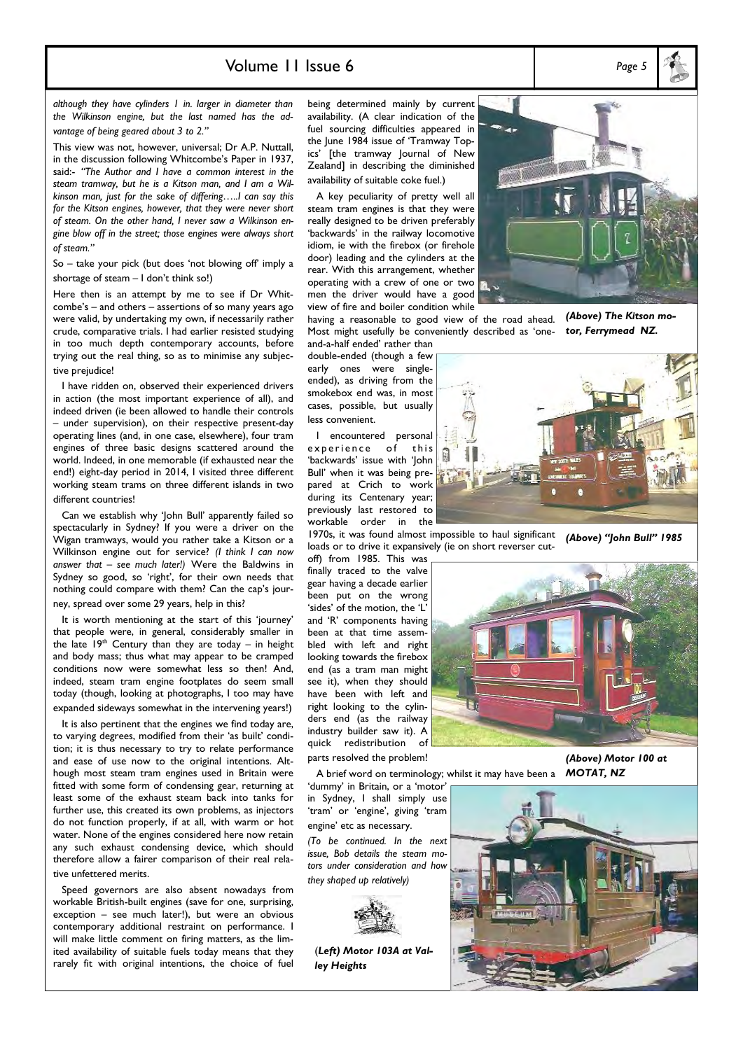*although they have cylinders 1 in. larger in diameter than the Wilkinson engine, but the last named has the advantage of being geared about 3 to 2."*

This view was not, however, universal; Dr A.P. Nuttall, in the discussion following Whitcombe's Paper in 1937, said:- *"The Author and I have a common interest in the steam tramway, but he is a Kitson man, and I am a Wilkinson man, just for the sake of differing…..I can say this for the Kitson engines, however, that they were never short of steam. On the other hand, I never saw a Wilkinson engine blow off in the street; those engines were always short of steam."*

So – take your pick (but does 'not blowing off' imply a shortage of steam – I don't think so!)

Here then is an attempt by me to see if Dr Whitcombe's – and others – assertions of so many years ago were valid, by undertaking my own, if necessarily rather crude, comparative trials. I had earlier resisted studying in too much depth contemporary accounts, before trying out the real thing, so as to minimise any subjective prejudice!

I have ridden on, observed their experienced drivers in action (the most important experience of all), and indeed driven (ie been allowed to handle their controls – under supervision), on their respective present-day operating lines (and, in one case, elsewhere), four tram engines of three basic designs scattered around the world. Indeed, in one memorable (if exhausted near the end!) eight-day period in 2014, I visited three different working steam trams on three different islands in two different countries!

Can we establish why 'John Bull' apparently failed so spectacularly in Sydney? If you were a driver on the Wigan tramways, would you rather take a Kitson or a Wilkinson engine out for service? *(I think I can now answer that – see much later!)* Were the Baldwins in Sydney so good, so 'right', for their own needs that nothing could compare with them? Can the cap's journey, spread over some 29 years, help in this?

It is worth mentioning at the start of this 'journey' that people were, in general, considerably smaller in the late 19th Century than they are today – in height and body mass; thus what may appear to be cramped conditions now were somewhat less so then! And, indeed, steam tram engine footplates do seem small today (though, looking at photographs, I too may have expanded sideways somewhat in the intervening years!)

It is also pertinent that the engines we find today are, to varying degrees, modified from their 'as built' condition; it is thus necessary to try to relate performance and ease of use now to the original intentions. Although most steam tram engines used in Britain were fitted with some form of condensing gear, returning at least some of the exhaust steam back into tanks for further use, this created its own problems, as injectors do not function properly, if at all, with warm or hot water. None of the engines considered here now retain any such exhaust condensing device, which should therefore allow a fairer comparison of their real relative unfettered merits.

Speed governors are also absent nowadays from workable British-built engines (save for one, surprising, exception – see much later!), but were an obvious contemporary additional restraint on performance. I will make little comment on firing matters, as the limited availability of suitable fuels today means that they rarely fit with original intentions, the choice of fuel being determined mainly by current availability. (A clear indication of the fuel sourcing difficulties appeared in the June 1984 issue of 'Tramway Topics' [the tramway Journal of New Zealand] in describing the diminished availability of suitable coke fuel.)

A key peculiarity of pretty well all steam tram engines is that they were really designed to be driven preferably 'backwards' in the railway locomotive idiom, ie with the firebox (or firehole door) leading and the cylinders at the rear. With this arrangement, whether operating with a crew of one or two men the driver would have a good view of fire and boiler condition while having a reasonable to good view of the road ahead. Most might usefully be conveniently described as 'one-and-a-half ended' rather than double-ended (though a few early ones were single-ended), as driving from the smokebox end was, in most cases, possible, but usually less convenient.

I encountered personal experience of this 'backwards' issue with 'John Bull' when it was being prepared at Crich to work during its Centenary year; previously last restored to workable order in the 1970s, it was found almost impossible to haul significant loads or to drive it expansively (ie on short reverser cut-off) from 1985. This was finally traced to the valve gear having a decade earlier been put on the wrong 'sides' of the motion, the 'L' and 'R' components having been at that time assembled with left and right looking towards the firebox end (as a tram man might see it), when they should have been with left and right looking to the cylinders end (as the railway industry builder saw it). A quick redistribution of parts resolved the problem!

A brief word on terminology; whilst it may have been a 'dummy' in Britain, or a 'motor' in Sydney, I shall simply use 'tram' or 'engine', giving 'tram engine' etc as necessary.

*(To be continued. In the next issue, Bob details the steam motors under consideration and how they shaped up relatively)*

***(Above) The Kitson motor, Ferrymead NZ.***

***(Above) "John Bull" 1985***

***(Above) Motor 100 at MOTAT, NZ***

***(Left) Motor 103A at Valley Heights***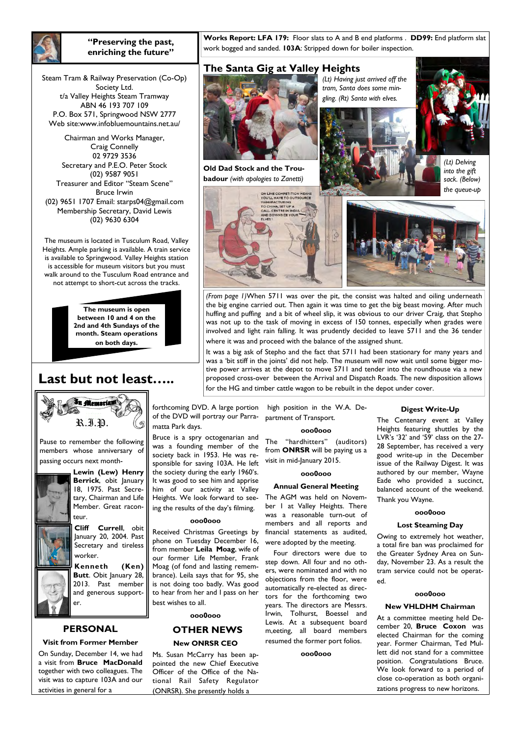**"Preserving the past, enriching the future"**

Steam Tram & Railway Preservation (Co-Op) Society Ltd.
t/a Valley Heights Steam Tramway
ABN 46 193 707 109
P.O. Box 571, Springwood NSW 2777
Web site:www.infobluemountains.net.au/

Chairman and Works Manager,
Craig Connelly
02 9729 3536
Secretary and P.E.O. Peter Stock
(02) 9587 9051
Treasurer and Editor "Steam Scene"
Bruce Irwin
(02) 9651 1707 Email: starps04@gmail.com
Membership Secretary, David Lewis
(02) 9630 6304

The museum is located in Tusculum Road, Valley Heights. Ample parking is available. A train service is available to Springwood. Valley Heights station is accessible for museum visitors but you must walk around to the Tusculum Road entrance and not attempt to short-cut across the tracks.

**The museum is open between 10 and 4 on the 2nd and 4th Sundays of the month. Steam operations on both days.**

**Works Report: LFA 179:** Floor slats to A and B end platforms . **DD99:** End platform slat work bogged and sanded. **103A**: Stripped down for boiler inspection.

## The Santa Gig at Valley Heights

*(Lt) Having just arrived off the tram, Santa does some mingling. (Rt) Santa with elves.*

**Old Dad Stock and the Troubadour** *(with apologies to Zanetti)*

*(Lt) Delving into the gift sack. (Below) the queue-up*

*(From page 1)*When 5711 was over the pit, the consist was halted and oiling underneath the big engine carried out. Then again it was time to get the big beast moving. After much huffing and puffing and a bit of wheel slip, it was obvious to our driver Craig, that Stepho was not up to the task of moving in excess of 150 tonnes, especially when grades were involved and light rain falling. It was prudently decided to leave 5711 and the 36 tender where it was and proceed with the balance of the assigned shunt.

It was a big ask of Stepho and the fact that 5711 had been stationary for many years and was a 'bit stiff in the joints' did not help. The museum will now wait until some bigger motive power arrives at the depot to move 5711 and tender into the roundhouse via a new proposed cross-over between the Arrival and Dispatch Roads. The new disposition allows for the HG and timber cattle wagon to be rebuilt in the depot under cover.

# Last but not least…..

In Memoriam

R.I.P.

Pause to remember the following members whose anniversary of passing occurs next month-

**Lewin (Lew) Henry Berrick**, obit January 18, 1975. Past Secretary, Chairman and Life Member. Great raconteur.

**Cliff Currell**, obit January 20, 2004. Past Secretary and tireless worker.

**Kenneth (Ken) Butt**. Obit January 28, 2013. Past member and generous supporter.

## PERSONAL

### Visit from Former Member

On Sunday, December 14, we had a visit from **Bruce MacDonald** together with two colleagues. The visit was to capture 103A and our activities in general for a forthcoming DVD. A large portion of the DVD will portray our Parramatta Park days.

Bruce is a spry octogenarian and was a founding member of the society back in 1953. He was responsible for saving 103A. He left the society during the early 1960's. It was good to see him and apprise him of our activity at Valley Heights. We look forward to seeing the results of the day's filming.

ooo0ooo

Received Christmas Greetings by phone on Tuesday December 16, from member **Leila Moag**, wife of our former Life Member, Frank Moag (of fond and lasting remembrance). Leila says that for 95, she is not doing too badly. Was good to hear from her and I pass on her best wishes to all.

ooo0ooo

## OTHER NEWS

### New ONRSR CEO

Ms. Susan McCarry has been appointed the new Chief Executive Officer of the Office of the National Rail Safety Regulator (ONRSR). She presently holds a high position in the W.A. Department of Transport.

ooo0ooo

The "hardhitters" (auditors) from **ONRSR** will be paying us a visit in mid-January 2015.

ooo0ooo

### Annual General Meeting

The AGM was held on November 1 at Valley Heights. There was a reasonable turn-out of members and all reports and financial statements as audited, were adopted by the meeting.

Four directors were due to step down. All four and no others, were nominated and with no objections from the floor, were automatically re-elected as directors for the forthcoming two years. The directors are Messrs. Irwin, Tolhurst, Boessel and Lewis. At a subsequent board m,eeting, all board members resumed the former port folios.

ooo0ooo

### Digest Write-Up

The Centenary event at Valley Heights featuring shuttles by the LVR's '32' and '59' class on the 27-28 September, has received a very good write-up in the December issue of the Railway Digest. It was authored by our member, Wayne Eade who provided a succinct, balanced account of the weekend. Thank you Wayne.

ooo0ooo

### Lost Steaming Day

Owing to extremely hot weather, a total fire ban was proclaimed for the Greater Sydney Area on Sunday, November 23. As a result the tram service could not be operated.

ooo0ooo

### New VHLDHM Chairman

At a committee meeting held December 20, **Bruce Coxon** was elected Chairman for the coming year. Former Chairman, Ted Mullett did not stand for a committee position. Congratulations Bruce. We look forward to a period of close co-operation as both organizations progress to new horizons.